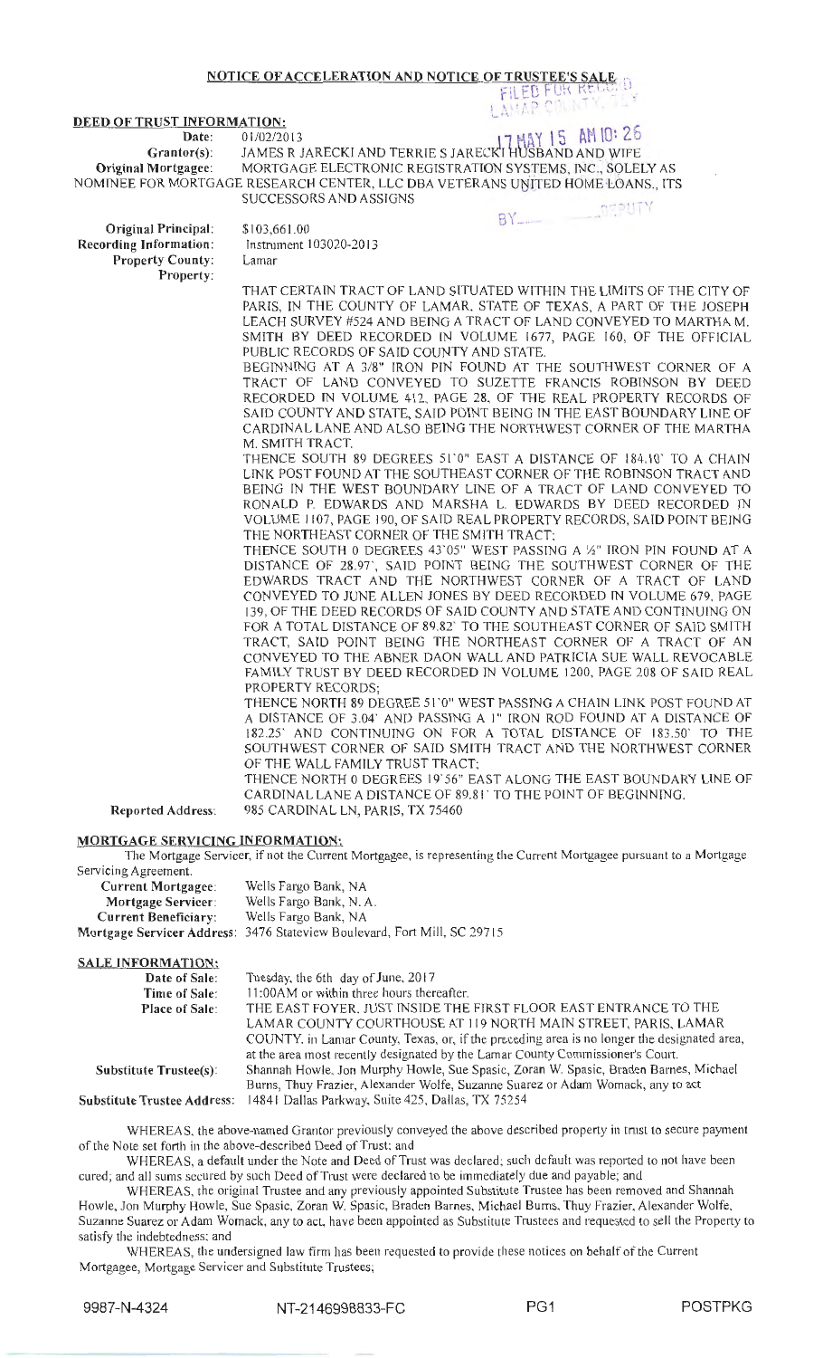# NOTICE OF ACCELERATION AND NOTICE OF TRUSTEE'S SALE

FILED FOR RECORD
LAMAR COUNTY, TX
17 MAY 15 AM 10: 26
BY______ DEPUTY

## DEED OF TRUST INFORMATION:

**Date:** 01/02/2013

**Grantor(s):** JAMES R JARECKI AND TERRIE S JARECKI HUSBAND AND WIFE

**Original Mortgagee:** MORTGAGE ELECTRONIC REGISTRATION SYSTEMS, INC., SOLELY AS NOMINEE FOR MORTGAGE RESEARCH CENTER, LLC DBA VETERANS UNITED HOME LOANS., ITS SUCCESSORS AND ASSIGNS

**Original Principal:** $103,661.00

**Recording Information:** Instrument 103020-2013

**Property County:** Lamar

**Property:**

THAT CERTAIN TRACT OF LAND SITUATED WITHIN THE LIMITS OF THE CITY OF PARIS, IN THE COUNTY OF LAMAR, STATE OF TEXAS, A PART OF THE JOSEPH LEACH SURVEY #524 AND BEING A TRACT OF LAND CONVEYED TO MARTHA M. SMITH BY DEED RECORDED IN VOLUME 1677, PAGE 160, OF THE OFFICIAL PUBLIC RECORDS OF SAID COUNTY AND STATE.

BEGINNING AT A 3/8" IRON PIN FOUND AT THE SOUTHWEST CORNER OF A TRACT OF LAND CONVEYED TO SUZETTE FRANCIS ROBINSON BY DEED RECORDED IN VOLUME 412, PAGE 28, OF THE REAL PROPERTY RECORDS OF SAID COUNTY AND STATE, SAID POINT BEING IN THE EAST BOUNDARY LINE OF CARDINAL LANE AND ALSO BEING THE NORTHWEST CORNER OF THE MARTHA M. SMITH TRACT.

THENCE SOUTH 89 DEGREES 51'0" EAST A DISTANCE OF 184.10' TO A CHAIN LINK POST FOUND AT THE SOUTHEAST CORNER OF THE ROBINSON TRACT AND BEING IN THE WEST BOUNDARY LINE OF A TRACT OF LAND CONVEYED TO RONALD P. EDWARDS AND MARSHA L. EDWARDS BY DEED RECORDED IN VOLUME 1107, PAGE 190, OF SAID REAL PROPERTY RECORDS, SAID POINT BEING THE NORTHEAST CORNER OF THE SMITH TRACT;

THENCE SOUTH 0 DEGREES 43'05" WEST PASSING A ½" IRON PIN FOUND AT A DISTANCE OF 28.97', SAID POINT BEING THE SOUTHWEST CORNER OF THE EDWARDS TRACT AND THE NORTHWEST CORNER OF A TRACT OF LAND CONVEYED TO JUNE ALLEN JONES BY DEED RECORDED IN VOLUME 679, PAGE 139, OF THE DEED RECORDS OF SAID COUNTY AND STATE AND CONTINUING ON FOR A TOTAL DISTANCE OF 89.82' TO THE SOUTHEAST CORNER OF SAID SMITH TRACT, SAID POINT BEING THE NORTHEAST CORNER OF A TRACT OF AN CONVEYED TO THE ABNER DAON WALL AND PATRICIA SUE WALL REVOCABLE FAMILY TRUST BY DEED RECORDED IN VOLUME 1200, PAGE 208 OF SAID REAL PROPERTY RECORDS;

THENCE NORTH 89 DEGREE 51'0" WEST PASSING A CHAIN LINK POST FOUND AT A DISTANCE OF 3.04' AND PASSING A 1" IRON ROD FOUND AT A DISTANCE OF 182.25' AND CONTINUING ON FOR A TOTAL DISTANCE OF 183.50' TO THE SOUTHWEST CORNER OF SAID SMITH TRACT AND THE NORTHWEST CORNER OF THE WALL FAMILY TRUST TRACT;

THENCE NORTH 0 DEGREES 19'56" EAST ALONG THE EAST BOUNDARY LINE OF CARDINAL LANE A DISTANCE OF 89.81' TO THE POINT OF BEGINNING.

**Reported Address:** 985 CARDINAL LN, PARIS, TX 75460

## MORTGAGE SERVICING INFORMATION:

The Mortgage Servicer, if not the Current Mortgagee, is representing the Current Mortgagee pursuant to a Mortgage Servicing Agreement.

**Current Mortgagee:** Wells Fargo Bank, NA

**Mortgage Servicer:** Wells Fargo Bank, N. A.

**Current Beneficiary:** Wells Fargo Bank, NA

**Mortgage Servicer Address:** 3476 Stateview Boulevard, Fort Mill, SC 29715

## SALE INFORMATION:

**Date of Sale:** Tuesday, the 6th day of June, 2017

**Time of Sale:** 11:00AM or within three hours thereafter.

**Place of Sale:** THE EAST FOYER, JUST INSIDE THE FIRST FLOOR EAST ENTRANCE TO THE LAMAR COUNTY COURTHOUSE AT 119 NORTH MAIN STREET, PARIS, LAMAR COUNTY. in Lamar County, Texas, or, if the preceding area is no longer the designated area, at the area most recently designated by the Lamar County Commissioner's Court.

**Substitute Trustee(s):** Shannah Howle, Jon Murphy Howle, Sue Spasic, Zoran W. Spasic, Braden Barnes, Michael Burns, Thuy Frazier, Alexander Wolfe, Suzanne Suarez or Adam Womack, any to act

**Substitute Trustee Address:** 14841 Dallas Parkway, Suite 425, Dallas, TX 75254

WHEREAS, the above-named Grantor previously conveyed the above described property in trust to secure payment of the Note set forth in the above-described Deed of Trust; and

WHEREAS, a default under the Note and Deed of Trust was declared; such default was reported to not have been cured; and all sums secured by such Deed of Trust were declared to be immediately due and payable; and

WHEREAS, the original Trustee and any previously appointed Substitute Trustee has been removed and Shannah Howle, Jon Murphy Howle, Sue Spasic, Zoran W. Spasic, Braden Barnes, Michael Burns, Thuy Frazier, Alexander Wolfe, Suzanne Suarez or Adam Womack, any to act, have been appointed as Substitute Trustees and requested to sell the Property to satisfy the indebtedness; and

WHEREAS, the undersigned law firm has been requested to provide these notices on behalf of the Current Mortgagee, Mortgage Servicer and Substitute Trustees;

9987-N-4324 NT-2146998833-FC PG1 POSTPKG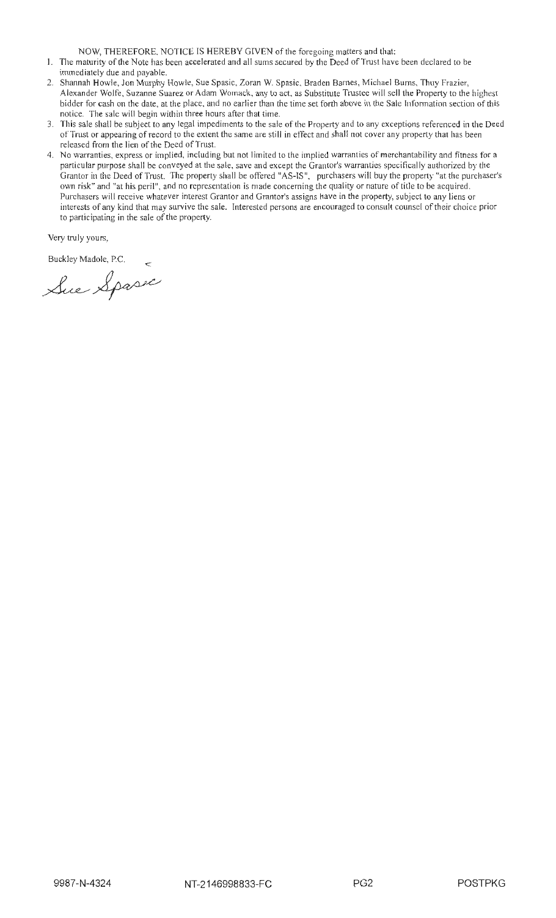NOW, THEREFORE, NOTICE IS HEREBY GIVEN of the foregoing matters and that:

1. The maturity of the Note has been accelerated and all sums secured by the Deed of Trust have been declared to be immediately due and payable.
2. Shannah Howle, Jon Murphy Howle, Sue Spasic, Zoran W. Spasic, Braden Barnes, Michael Burns, Thuy Frazier, Alexander Wolfe, Suzanne Suarez or Adam Womack, any to act, as Substitute Trustee will sell the Property to the highest bidder for cash on the date, at the place, and no earlier than the time set forth above in the Sale Information section of this notice. The sale will begin within three hours after that time.
3. This sale shall be subject to any legal impediments to the sale of the Property and to any exceptions referenced in the Deed of Trust or appearing of record to the extent the same are still in effect and shall not cover any property that has been released from the lien of the Deed of Trust.
4. No warranties, express or implied, including but not limited to the implied warranties of merchantability and fitness for a particular purpose shall be conveyed at the sale, save and except the Grantor's warranties specifically authorized by the Grantor in the Deed of Trust. The property shall be offered "AS-IS", purchasers will buy the property "at the purchaser's own risk" and "at his peril", and no representation is made concerning the quality or nature of title to be acquired. Purchasers will receive whatever interest Grantor and Grantor's assigns have in the property, subject to any liens or interests of any kind that may survive the sale. Interested persons are encouraged to consult counsel of their choice prior to participating in the sale of the property.

Very truly yours,

Buckley Madole, P.C.

Sue Spasic

9987-N-4324 NT-2146998833-FC PG2 POSTPKG